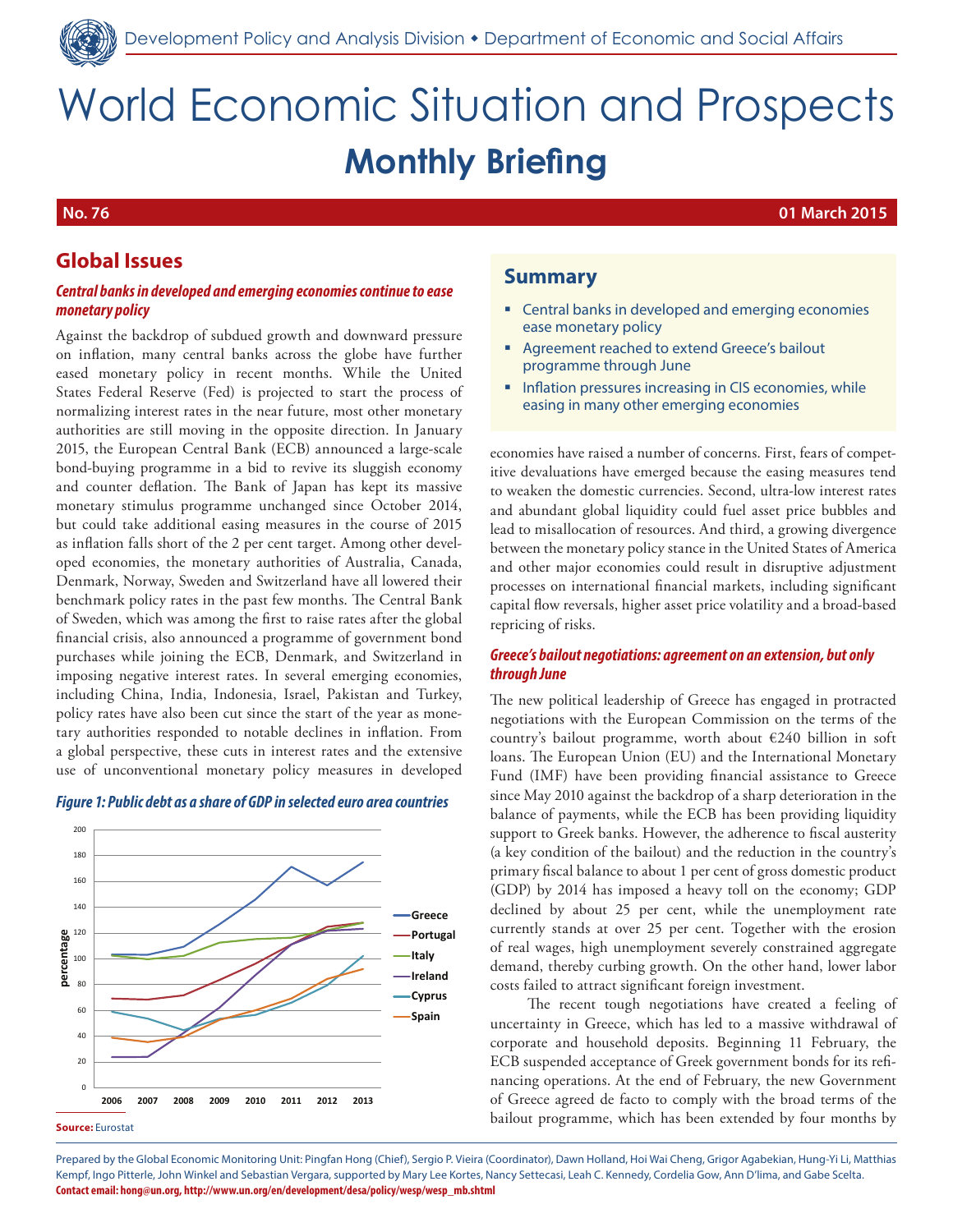# World Economic Situation and Prospects

## Monthly Briefing

**No. 76** **01 March 2015**

## Summary

- Central banks in developed and emerging economies ease monetary policy
- Agreement reached to extend Greece's bailout programme through June
- Inflation pressures increasing in CIS economies, while easing in many other emerging economies

## Global Issues

### *Central banks in developed and emerging economies continue to ease monetary policy*

Against the backdrop of subdued growth and downward pressure on inflation, many central banks across the globe have further eased monetary policy in recent months. While the United States Federal Reserve (Fed) is projected to start the process of normalizing interest rates in the near future, most other monetary authorities are still moving in the opposite direction. In January 2015, the European Central Bank (ECB) announced a large-scale bond-buying programme in a bid to revive its sluggish economy and counter deflation. The Bank of Japan has kept its massive monetary stimulus programme unchanged since October 2014, but could take additional easing measures in the course of 2015 as inflation falls short of the 2 per cent target. Among other developed economies, the monetary authorities of Australia, Canada, Denmark, Norway, Sweden and Switzerland have all lowered their benchmark policy rates in the past few months. The Central Bank of Sweden, which was among the first to raise rates after the global financial crisis, also announced a programme of government bond purchases while joining the ECB, Denmark, and Switzerland in imposing negative interest rates. In several emerging economies, including China, India, Indonesia, Israel, Pakistan and Turkey, policy rates have also been cut since the start of the year as monetary authorities responded to notable declines in inflation. From a global perspective, these cuts in interest rates and the extensive use of unconventional monetary policy measures in developed economies have raised a number of concerns. First, fears of competitive devaluations have emerged because the easing measures tend to weaken the domestic currencies. Second, ultra-low interest rates and abundant global liquidity could fuel asset price bubbles and lead to misallocation of resources. And third, a growing divergence between the monetary policy stance in the United States of America and other major economies could result in disruptive adjustment processes on international financial markets, including significant capital flow reversals, higher asset price volatility and a broad-based repricing of risks.

***Figure 1: Public debt as a share of GDP in selected euro area countries***

**Source:** Eurostat

### *Greece's bailout negotiations: agreement on an extension, but only through June*

The new political leadership of Greece has engaged in protracted negotiations with the European Commission on the terms of the country's bailout programme, worth about €240 billion in soft loans. The European Union (EU) and the International Monetary Fund (IMF) have been providing financial assistance to Greece since May 2010 against the backdrop of a sharp deterioration in the balance of payments, while the ECB has been providing liquidity support to Greek banks. However, the adherence to fiscal austerity (a key condition of the bailout) and the reduction in the country's primary fiscal balance to about 1 per cent of gross domestic product (GDP) by 2014 has imposed a heavy toll on the economy; GDP declined by about 25 per cent, while the unemployment rate currently stands at over 25 per cent. Together with the erosion of real wages, high unemployment severely constrained aggregate demand, thereby curbing growth. On the other hand, lower labor costs failed to attract significant foreign investment.

The recent tough negotiations have created a feeling of uncertainty in Greece, which has led to a massive withdrawal of corporate and household deposits. Beginning 11 February, the ECB suspended acceptance of Greek government bonds for its refinancing operations. At the end of February, the new Government of Greece agreed de facto to comply with the broad terms of the bailout programme, which has been extended by four months by

Prepared by the Global Economic Monitoring Unit: Pingfan Hong (Chief), Sergio P. Vieira (Coordinator), Dawn Holland, Hoi Wai Cheng, Grigor Agabekian, Hung-Yi Li, Matthias Kempf, Ingo Pitterle, John Winkel and Sebastian Vergara, supported by Mary Lee Kortes, Nancy Settecasi, Leah C. Kennedy, Cordelia Gow, Ann D'lima, and Gabe Scelta.
**Contact email: hong@un.org, http://www.un.org/en/development/desa/policy/wesp/wesp_mb.shtml**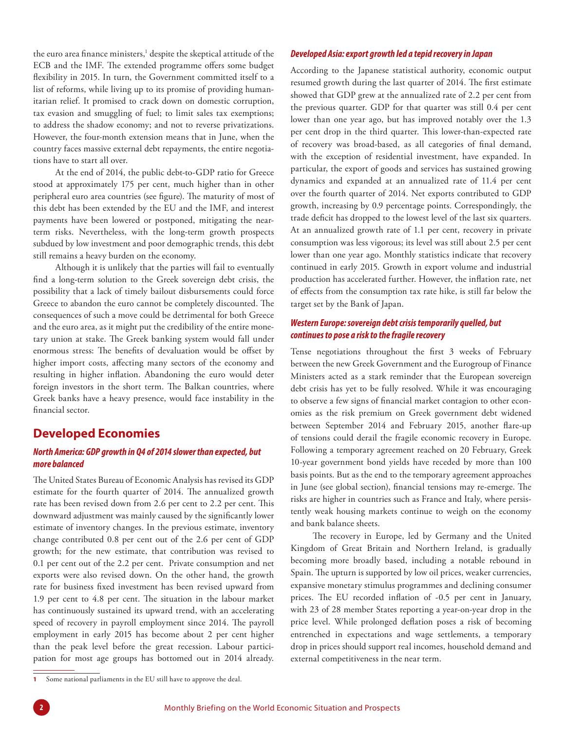the euro area finance ministers,[1] despite the skeptical attitude of the ECB and the IMF. The extended programme offers some budget flexibility in 2015. In turn, the Government committed itself to a list of reforms, while living up to its promise of providing humanitarian relief. It promised to crack down on domestic corruption, tax evasion and smuggling of fuel; to limit sales tax exemptions; to address the shadow economy; and not to reverse privatizations. However, the four-month extension means that in June, when the country faces massive external debt repayments, the entire negotiations have to start all over.

At the end of 2014, the public debt-to-GDP ratio for Greece stood at approximately 175 per cent, much higher than in other peripheral euro area countries (see figure). The maturity of most of this debt has been extended by the EU and the IMF, and interest payments have been lowered or postponed, mitigating the near-term risks. Nevertheless, with the long-term growth prospects subdued by low investment and poor demographic trends, this debt still remains a heavy burden on the economy.

Although it is unlikely that the parties will fail to eventually find a long-term solution to the Greek sovereign debt crisis, the possibility that a lack of timely bailout disbursements could force Greece to abandon the euro cannot be completely discounted. The consequences of such a move could be detrimental for both Greece and the euro area, as it might put the credibility of the entire monetary union at stake. The Greek banking system would fall under enormous stress: The benefits of devaluation would be offset by higher import costs, affecting many sectors of the economy and resulting in higher inflation. Abandoning the euro would deter foreign investors in the short term. The Balkan countries, where Greek banks have a heavy presence, would face instability in the financial sector.

## Developed Economies

### *North America: GDP growth in Q4 of 2014 slower than expected, but more balanced*

The United States Bureau of Economic Analysis has revised its GDP estimate for the fourth quarter of 2014. The annualized growth rate has been revised down from 2.6 per cent to 2.2 per cent. This downward adjustment was mainly caused by the significantly lower estimate of inventory changes. In the previous estimate, inventory change contributed 0.8 per cent out of the 2.6 per cent of GDP growth; for the new estimate, that contribution was revised to 0.1 per cent out of the 2.2 per cent. Private consumption and net exports were also revised down. On the other hand, the growth rate for business fixed investment has been revised upward from 1.9 per cent to 4.8 per cent. The situation in the labour market has continuously sustained its upward trend, with an accelerating speed of recovery in payroll employment since 2014. The payroll employment in early 2015 has become about 2 per cent higher than the peak level before the great recession. Labour participation for most age groups has bottomed out in 2014 already.

### *Developed Asia: export growth led a tepid recovery in Japan*

According to the Japanese statistical authority, economic output resumed growth during the last quarter of 2014. The first estimate showed that GDP grew at the annualized rate of 2.2 per cent from the previous quarter. GDP for that quarter was still 0.4 per cent lower than one year ago, but has improved notably over the 1.3 per cent drop in the third quarter. This lower-than-expected rate of recovery was broad-based, as all categories of final demand, with the exception of residential investment, have expanded. In particular, the export of goods and services has sustained growing dynamics and expanded at an annualized rate of 11.4 per cent over the fourth quarter of 2014. Net exports contributed to GDP growth, increasing by 0.9 percentage points. Correspondingly, the trade deficit has dropped to the lowest level of the last six quarters. At an annualized growth rate of 1.1 per cent, recovery in private consumption was less vigorous; its level was still about 2.5 per cent lower than one year ago. Monthly statistics indicate that recovery continued in early 2015. Growth in export volume and industrial production has accelerated further. However, the inflation rate, net of effects from the consumption tax rate hike, is still far below the target set by the Bank of Japan.

### *Western Europe: sovereign debt crisis temporarily quelled, but continues to pose a risk to the fragile recovery*

Tense negotiations throughout the first 3 weeks of February between the new Greek Government and the Eurogroup of Finance Ministers acted as a stark reminder that the European sovereign debt crisis has yet to be fully resolved. While it was encouraging to observe a few signs of financial market contagion to other economies as the risk premium on Greek government debt widened between September 2014 and February 2015, another flare-up of tensions could derail the fragile economic recovery in Europe. Following a temporary agreement reached on 20 February, Greek 10-year government bond yields have receded by more than 100 basis points. But as the end to the temporary agreement approaches in June (see global section), financial tensions may re-emerge. The risks are higher in countries such as France and Italy, where persistently weak housing markets continue to weigh on the economy and bank balance sheets.

The recovery in Europe, led by Germany and the United Kingdom of Great Britain and Northern Ireland, is gradually becoming more broadly based, including a notable rebound in Spain. The upturn is supported by low oil prices, weaker currencies, expansive monetary stimulus programmes and declining consumer prices. The EU recorded inflation of -0.5 per cent in January, with 23 of 28 member States reporting a year-on-year drop in the price level. While prolonged deflation poses a risk of becoming entrenched in expectations and wage settlements, a temporary drop in prices should support real incomes, household demand and external competitiveness in the near term.

---

[1] Some national parliaments in the EU still have to approve the deal.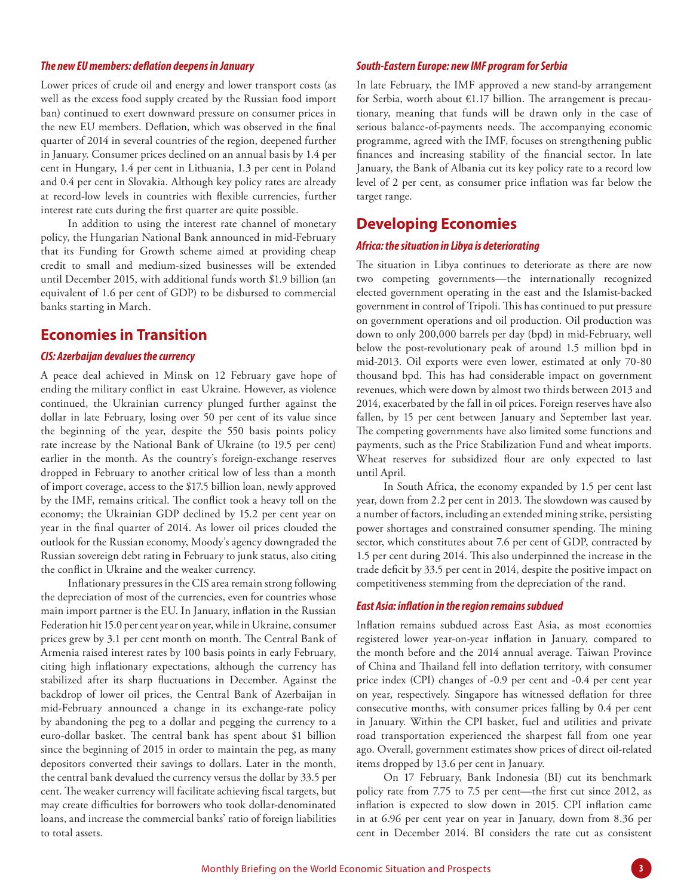### *The new EU members: deflation deepens in January*

Lower prices of crude oil and energy and lower transport costs (as well as the excess food supply created by the Russian food import ban) continued to exert downward pressure on consumer prices in the new EU members. Deflation, which was observed in the final quarter of 2014 in several countries of the region, deepened further in January. Consumer prices declined on an annual basis by 1.4 per cent in Hungary, 1.4 per cent in Lithuania, 1.3 per cent in Poland and 0.4 per cent in Slovakia. Although key policy rates are already at record-low levels in countries with flexible currencies, further interest rate cuts during the first quarter are quite possible.

In addition to using the interest rate channel of monetary policy, the Hungarian National Bank announced in mid-February that its Funding for Growth scheme aimed at providing cheap credit to small and medium-sized businesses will be extended until December 2015, with additional funds worth $1.9 billion (an equivalent of 1.6 per cent of GDP) to be disbursed to commercial banks starting in March.

## Economies in Transition

### *CIS: Azerbaijan devalues the currency*

A peace deal achieved in Minsk on 12 February gave hope of ending the military conflict in east Ukraine. However, as violence continued, the Ukrainian currency plunged further against the dollar in late February, losing over 50 per cent of its value since the beginning of the year, despite the 550 basis points policy rate increase by the National Bank of Ukraine (to 19.5 per cent) earlier in the month. As the country's foreign-exchange reserves dropped in February to another critical low of less than a month of import coverage, access to the $17.5 billion loan, newly approved by the IMF, remains critical. The conflict took a heavy toll on the economy; the Ukrainian GDP declined by 15.2 per cent year on year in the final quarter of 2014. As lower oil prices clouded the outlook for the Russian economy, Moody's agency downgraded the Russian sovereign debt rating in February to junk status, also citing the conflict in Ukraine and the weaker currency.

Inflationary pressures in the CIS area remain strong following the depreciation of most of the currencies, even for countries whose main import partner is the EU. In January, inflation in the Russian Federation hit 15.0 per cent year on year, while in Ukraine, consumer prices grew by 3.1 per cent month on month. The Central Bank of Armenia raised interest rates by 100 basis points in early February, citing high inflationary expectations, although the currency has stabilized after its sharp fluctuations in December. Against the backdrop of lower oil prices, the Central Bank of Azerbaijan in mid-February announced a change in its exchange-rate policy by abandoning the peg to a dollar and pegging the currency to a euro-dollar basket. The central bank has spent about $1 billion since the beginning of 2015 in order to maintain the peg, as many depositors converted their savings to dollars. Later in the month, the central bank devalued the currency versus the dollar by 33.5 per cent. The weaker currency will facilitate achieving fiscal targets, but may create difficulties for borrowers who took dollar-denominated loans, and increase the commercial banks' ratio of foreign liabilities to total assets.

### *South-Eastern Europe: new IMF program for Serbia*

In late February, the IMF approved a new stand-by arrangement for Serbia, worth about €1.17 billion. The arrangement is precautionary, meaning that funds will be drawn only in the case of serious balance-of-payments needs. The accompanying economic programme, agreed with the IMF, focuses on strengthening public finances and increasing stability of the financial sector. In late January, the Bank of Albania cut its key policy rate to a record low level of 2 per cent, as consumer price inflation was far below the target range.

## Developing Economies

### *Africa: the situation in Libya is deteriorating*

The situation in Libya continues to deteriorate as there are now two competing governments—the internationally recognized elected government operating in the east and the Islamist-backed government in control of Tripoli. This has continued to put pressure on government operations and oil production. Oil production was down to only 200,000 barrels per day (bpd) in mid-February, well below the post-revolutionary peak of around 1.5 million bpd in mid-2013. Oil exports were even lower, estimated at only 70-80 thousand bpd. This has had considerable impact on government revenues, which were down by almost two thirds between 2013 and 2014, exacerbated by the fall in oil prices. Foreign reserves have also fallen, by 15 per cent between January and September last year. The competing governments have also limited some functions and payments, such as the Price Stabilization Fund and wheat imports. Wheat reserves for subsidized flour are only expected to last until April.

In South Africa, the economy expanded by 1.5 per cent last year, down from 2.2 per cent in 2013. The slowdown was caused by a number of factors, including an extended mining strike, persisting power shortages and constrained consumer spending. The mining sector, which constitutes about 7.6 per cent of GDP, contracted by 1.5 per cent during 2014. This also underpinned the increase in the trade deficit by 33.5 per cent in 2014, despite the positive impact on competitiveness stemming from the depreciation of the rand.

### *East Asia: inflation in the region remains subdued*

Inflation remains subdued across East Asia, as most economies registered lower year-on-year inflation in January, compared to the month before and the 2014 annual average. Taiwan Province of China and Thailand fell into deflation territory, with consumer price index (CPI) changes of -0.9 per cent and -0.4 per cent year on year, respectively. Singapore has witnessed deflation for three consecutive months, with consumer prices falling by 0.4 per cent in January. Within the CPI basket, fuel and utilities and private road transportation experienced the sharpest fall from one year ago. Overall, government estimates show prices of direct oil-related items dropped by 13.6 per cent in January.

On 17 February, Bank Indonesia (BI) cut its benchmark policy rate from 7.75 to 7.5 per cent—the first cut since 2012, as inflation is expected to slow down in 2015. CPI inflation came in at 6.96 per cent year on year in January, down from 8.36 per cent in December 2014. BI considers the rate cut as consistent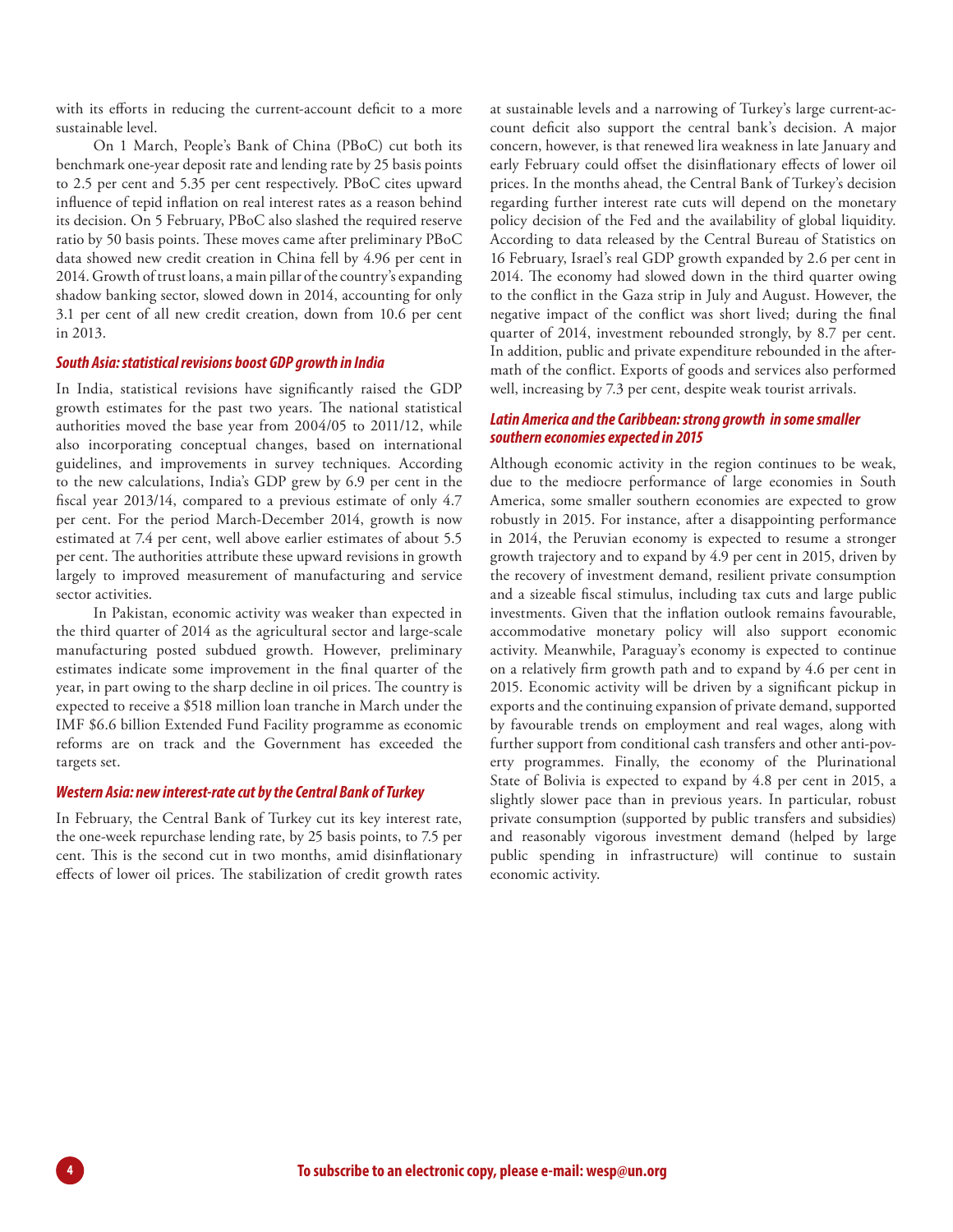with its efforts in reducing the current-account deficit to a more sustainable level.

On 1 March, People's Bank of China (PBoC) cut both its benchmark one-year deposit rate and lending rate by 25 basis points to 2.5 per cent and 5.35 per cent respectively. PBoC cites upward influence of tepid inflation on real interest rates as a reason behind its decision. On 5 February, PBoC also slashed the required reserve ratio by 50 basis points. These moves came after preliminary PBoC data showed new credit creation in China fell by 4.96 per cent in 2014. Growth of trust loans, a main pillar of the country's expanding shadow banking sector, slowed down in 2014, accounting for only 3.1 per cent of all new credit creation, down from 10.6 per cent in 2013.

### *South Asia: statistical revisions boost GDP growth in India*

In India, statistical revisions have significantly raised the GDP growth estimates for the past two years. The national statistical authorities moved the base year from 2004/05 to 2011/12, while also incorporating conceptual changes, based on international guidelines, and improvements in survey techniques. According to the new calculations, India's GDP grew by 6.9 per cent in the fiscal year 2013/14, compared to a previous estimate of only 4.7 per cent. For the period March-December 2014, growth is now estimated at 7.4 per cent, well above earlier estimates of about 5.5 per cent. The authorities attribute these upward revisions in growth largely to improved measurement of manufacturing and service sector activities.

In Pakistan, economic activity was weaker than expected in the third quarter of 2014 as the agricultural sector and large-scale manufacturing posted subdued growth. However, preliminary estimates indicate some improvement in the final quarter of the year, in part owing to the sharp decline in oil prices. The country is expected to receive a $518 million loan tranche in March under the IMF $6.6 billion Extended Fund Facility programme as economic reforms are on track and the Government has exceeded the targets set.

### *Western Asia: new interest-rate cut by the Central Bank of Turkey*

In February, the Central Bank of Turkey cut its key interest rate, the one-week repurchase lending rate, by 25 basis points, to 7.5 per cent. This is the second cut in two months, amid disinflationary effects of lower oil prices. The stabilization of credit growth rates at sustainable levels and a narrowing of Turkey's large current-account deficit also support the central bank's decision. A major concern, however, is that renewed lira weakness in late January and early February could offset the disinflationary effects of lower oil prices. In the months ahead, the Central Bank of Turkey's decision regarding further interest rate cuts will depend on the monetary policy decision of the Fed and the availability of global liquidity. According to data released by the Central Bureau of Statistics on 16 February, Israel's real GDP growth expanded by 2.6 per cent in 2014. The economy had slowed down in the third quarter owing to the conflict in the Gaza strip in July and August. However, the negative impact of the conflict was short lived; during the final quarter of 2014, investment rebounded strongly, by 8.7 per cent. In addition, public and private expenditure rebounded in the aftermath of the conflict. Exports of goods and services also performed well, increasing by 7.3 per cent, despite weak tourist arrivals.

### *Latin America and the Caribbean: strong growth in some smaller southern economies expected in 2015*

Although economic activity in the region continues to be weak, due to the mediocre performance of large economies in South America, some smaller southern economies are expected to grow robustly in 2015. For instance, after a disappointing performance in 2014, the Peruvian economy is expected to resume a stronger growth trajectory and to expand by 4.9 per cent in 2015, driven by the recovery of investment demand, resilient private consumption and a sizeable fiscal stimulus, including tax cuts and large public investments. Given that the inflation outlook remains favourable, accommodative monetary policy will also support economic activity. Meanwhile, Paraguay's economy is expected to continue on a relatively firm growth path and to expand by 4.6 per cent in 2015. Economic activity will be driven by a significant pickup in exports and the continuing expansion of private demand, supported by favourable trends on employment and real wages, along with further support from conditional cash transfers and other anti-poverty programmes. Finally, the economy of the Plurinational State of Bolivia is expected to expand by 4.8 per cent in 2015, a slightly slower pace than in previous years. In particular, robust private consumption (supported by public transfers and subsidies) and reasonably vigorous investment demand (helped by large public spending in infrastructure) will continue to sustain economic activity.

**To subscribe to an electronic copy, please e-mail: wesp@un.org**